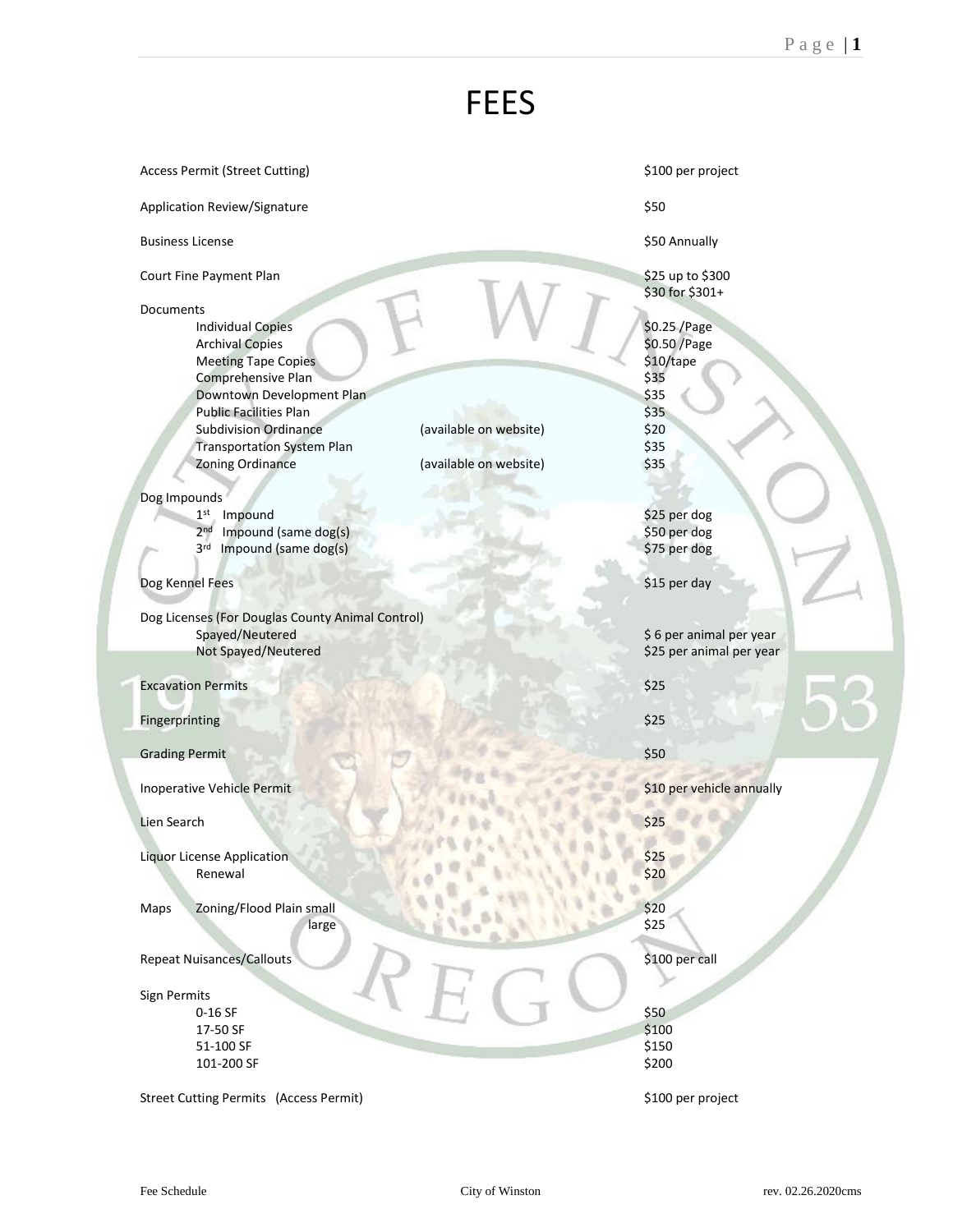# FEES

| | | |
|---|---|---|
| Access Permit (Street Cutting) | | $100 per project |
| Application Review/Signature | | $50 |
| Business License | | $50 Annually |
| Court Fine Payment Plan | | $25 up to $300<br>$30 for $301+ |
| **Documents** | | |
| Individual Copies | | $0.25 /Page |
| Archival Copies | | $0.50 /Page |
| Meeting Tape Copies | | $10/tape |
| Comprehensive Plan | | $35 |
| Downtown Development Plan | | $35 |
| Public Facilities Plan | | $35 |
| Subdivision Ordinance | (available on website) | $20 |
| Transportation System Plan | | $35 |
| Zoning Ordinance | (available on website) | $35 |
| **Dog Impounds** | | |
| 1st Impound | | $25 per dog |
| 2nd Impound (same dog(s) | | $50 per dog |
| 3rd Impound (same dog(s) | | $75 per dog |
| Dog Kennel Fees | | $15 per day |
| **Dog Licenses (For Douglas County Animal Control)** | | |
| Spayed/Neutered | | $ 6 per animal per year |
| Not Spayed/Neutered | | $25 per animal per year |
| Excavation Permits | | $25 |
| Fingerprinting | | $25 |
| Grading Permit | | $50 |
| Inoperative Vehicle Permit | | $10 per vehicle annually |
| Lien Search | | $25 |
| Liquor License Application | | $25 |
| Renewal | | $20 |
| Maps Zoning/Flood Plain small | | $20 |
| large | | $25 |
| Repeat Nuisances/Callouts | | $100 per call |
| **Sign Permits** | | |
| 0-16 SF | | $50 |
| 17-50 SF | | $100 |
| 51-100 SF | | $150 |
| 101-200 SF | | $200 |
| Street Cutting Permits (Access Permit) | | $100 per project |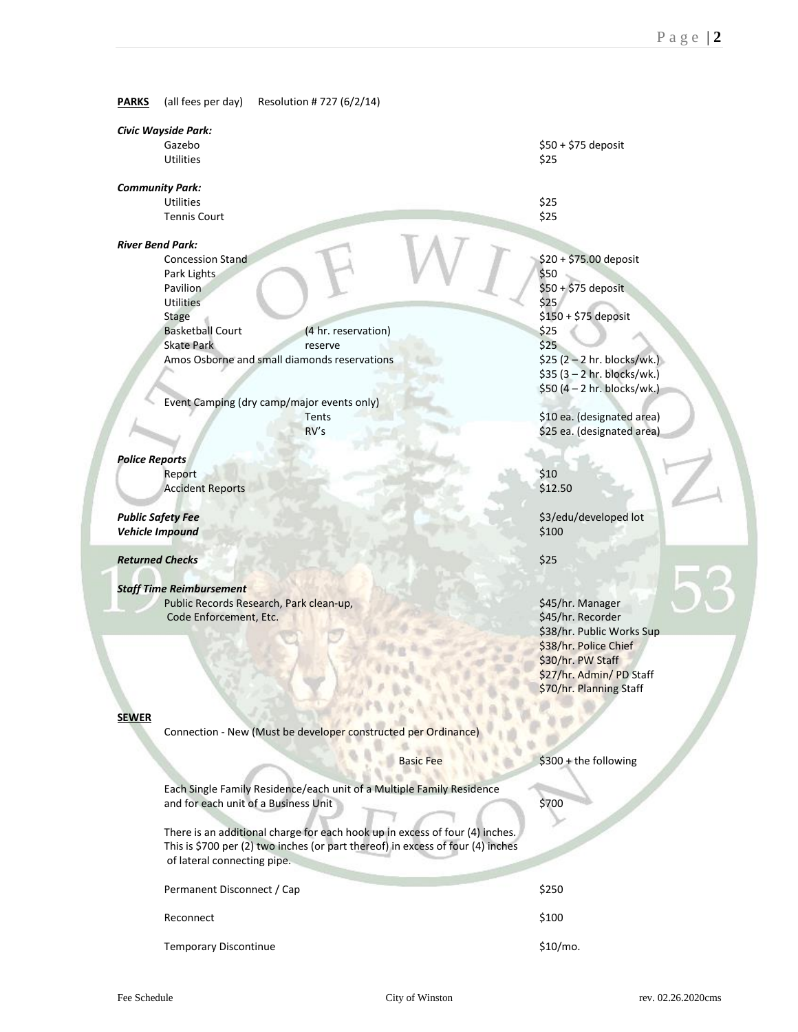**PARKS** (all fees per day) Resolution # 727 (6/2/14)

***Civic Wayside Park:***

| | | |
|---|---|---|
| Gazebo | | $50 + $75 deposit |
| Utilities | | $25 |

***Community Park:***

| | | |
|---|---|---|
| Utilities | | $25 |
| Tennis Court | | $25 |

***River Bend Park:***

| | | |
|---|---|---|
| Concession Stand | | $20 + $75.00 deposit |
| Park Lights | | $50 |
| Pavilion | | $50 + $75 deposit |
| Utilities | | $25 |
| Stage | | $150 + $75 deposit |
| Basketball Court | (4 hr. reservation) | $25 |
| Skate Park | reserve | $25 |
| Amos Osborne and small diamonds reservations | | $25 (2 – 2 hr. blocks/wk.) |
| | | $35 (3 – 2 hr. blocks/wk.) |
| | | $50 (4 – 2 hr. blocks/wk.) |
| Event Camping (dry camp/major events only) | | |
| | Tents | $10 ea. (designated area) |
| | RV's | $25 ea. (designated area) |

***Police Reports***

| | |
|---|---|
| Report | $10 |
| Accident Reports | $12.50 |

***Public Safety Fee*** — $3/edu/developed lot

***Vehicle Impound*** — $100

***Returned Checks*** — $25

***Staff Time Reimbursement***

Public Records Research, Park clean-up, Code Enforcement, Etc.

- $45/hr. Manager
- $45/hr. Recorder
- $38/hr. Public Works Sup
- $38/hr. Police Chief
- $30/hr. PW Staff
- $27/hr. Admin/ PD Staff
- $70/hr. Planning Staff

**SEWER**

Connection - New (Must be developer constructed per Ordinance)

Basic Fee — $300 + the following

Each Single Family Residence/each unit of a Multiple Family Residence and for each unit of a Business Unit — $700

There is an additional charge for each hook up in excess of four (4) inches. This is $700 per (2) two inches (or part thereof) in excess of four (4) inches of lateral connecting pipe.

| | |
|---|---|
| Permanent Disconnect / Cap | $250 |
| Reconnect | $100 |
| Temporary Discontinue | $10/mo. |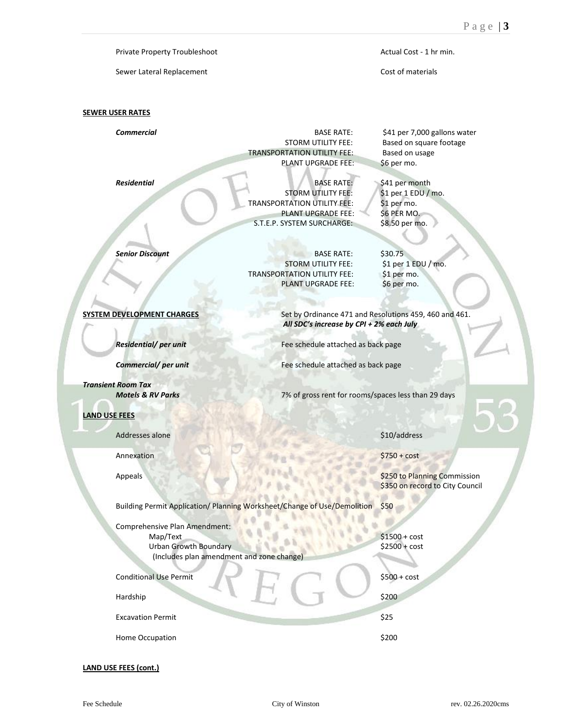| | |
|---|---|
| Private Property Troubleshoot | Actual Cost - 1 hr min. |
| Sewer Lateral Replacement | Cost of materials |

**SEWER USER RATES**

| | | |
|---|---|---|
| ***Commercial*** | BASE RATE: | $41 per 7,000 gallons water |
| | STORM UTILITY FEE: | Based on square footage |
| | TRANSPORTATION UTILITY FEE: | Based on usage |
| | PLANT UPGRADE FEE: | $6 per mo. |
| ***Residential*** | BASE RATE: | $41 per month |
| | STORM UTILITY FEE: | $1 per 1 EDU / mo. |
| | TRANSPORTATION UTILITY FEE: | $1 per mo. |
| | PLANT UPGRADE FEE: | $6 PER MO. |
| | S.T.E.P. SYSTEM SURCHARGE: | $8.50 per mo. |
| ***Senior Discount*** | BASE RATE: | $30.75 |
| | STORM UTILITY FEE: | $1 per 1 EDU / mo. |
| | TRANSPORTATION UTILITY FEE: | $1 per mo. |
| | PLANT UPGRADE FEE: | $6 per mo. |

**SYSTEM DEVELOPMENT CHARGES** Set by Ordinance 471 and Resolutions 459, 460 and 461.
***All SDC's increase by CPI + 2% each July***

| | |
|---|---|
| ***Residential/ per unit*** | Fee schedule attached as back page |
| ***Commercial/ per unit*** | Fee schedule attached as back page |

***Transient Room Tax***

| | |
|---|---|
| ***Motels & RV Parks*** | 7% of gross rent for rooms/spaces less than 29 days |

**LAND USE FEES**

| | |
|---|---|
| Addresses alone | $10/address |
| Annexation | $750 + cost |
| Appeals | $250 to Planning Commission<br>$350 on record to City Council |
| Building Permit Application/ Planning Worksheet/Change of Use/Demolition | $50 |
| Comprehensive Plan Amendment: | |
| Map/Text | $1500 + cost |
| Urban Growth Boundary (Includes plan amendment and zone change) | $2500 + cost |
| Conditional Use Permit | $500 + cost |
| Hardship | $200 |
| Excavation Permit | $25 |
| Home Occupation | $200 |

**LAND USE FEES (cont.)**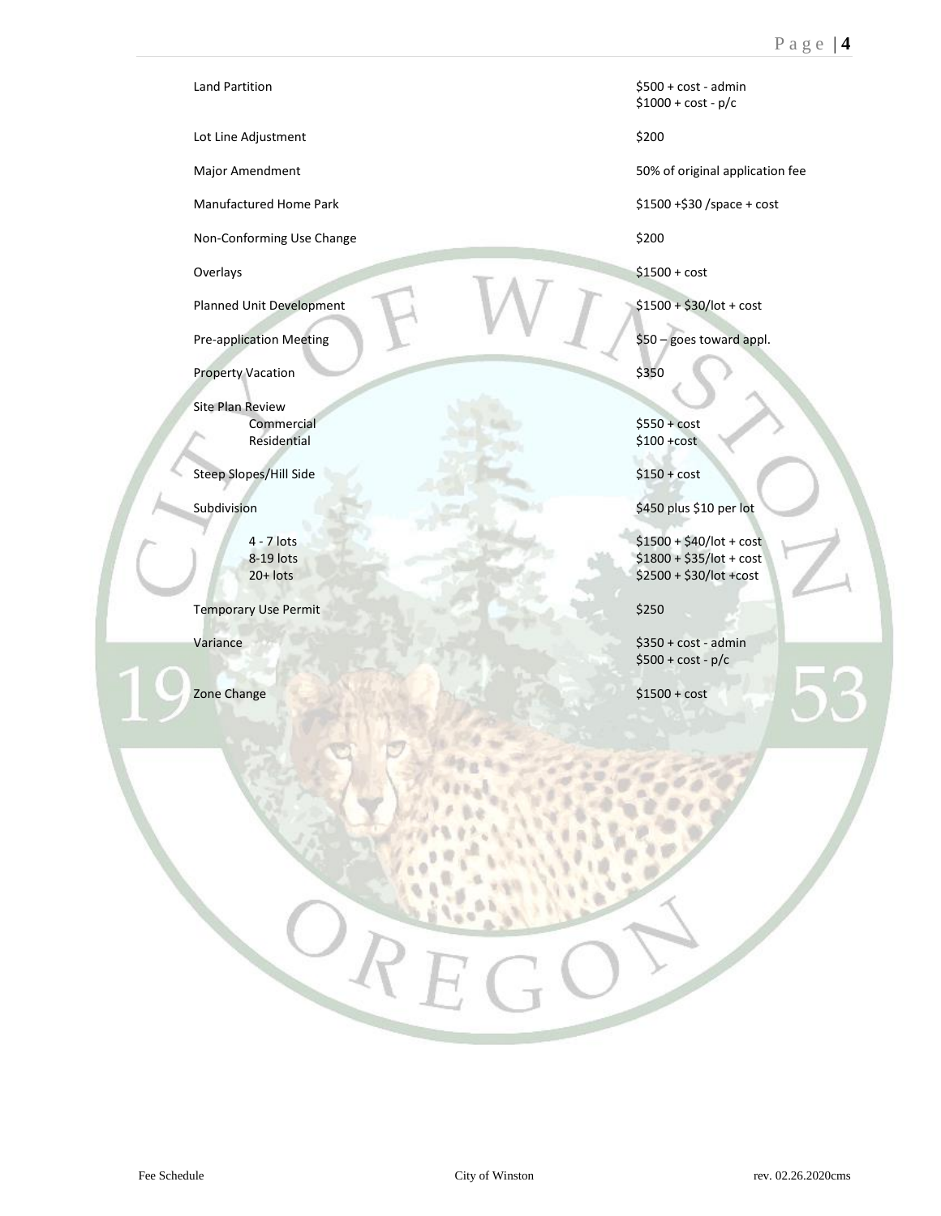| | |
|---|---|
| Land Partition | $500 + cost - admin<br>$1000 + cost - p/c |
| Lot Line Adjustment | $200 |
| Major Amendment | 50% of original application fee |
| Manufactured Home Park | $1500 +$30 /space + cost |
| Non-Conforming Use Change | $200 |
| Overlays | $1500 + cost |
| Planned Unit Development | $1500 + $30/lot + cost |
| Pre-application Meeting | $50 – goes toward appl. |
| Property Vacation | $350 |
| Site Plan Review | |
| Commercial | $550 + cost |
| Residential | $100 +cost |
| Steep Slopes/Hill Side | $150 + cost |
| Subdivision | $450 plus $10 per lot |
| 4 - 7 lots | $1500 + $40/lot + cost |
| 8-19 lots | $1800 + $35/lot + cost |
| 20+ lots | $2500 + $30/lot +cost |
| Temporary Use Permit | $250 |
| Variance | $350 + cost - admin<br>$500 + cost - p/c |
| Zone Change | $1500 + cost |